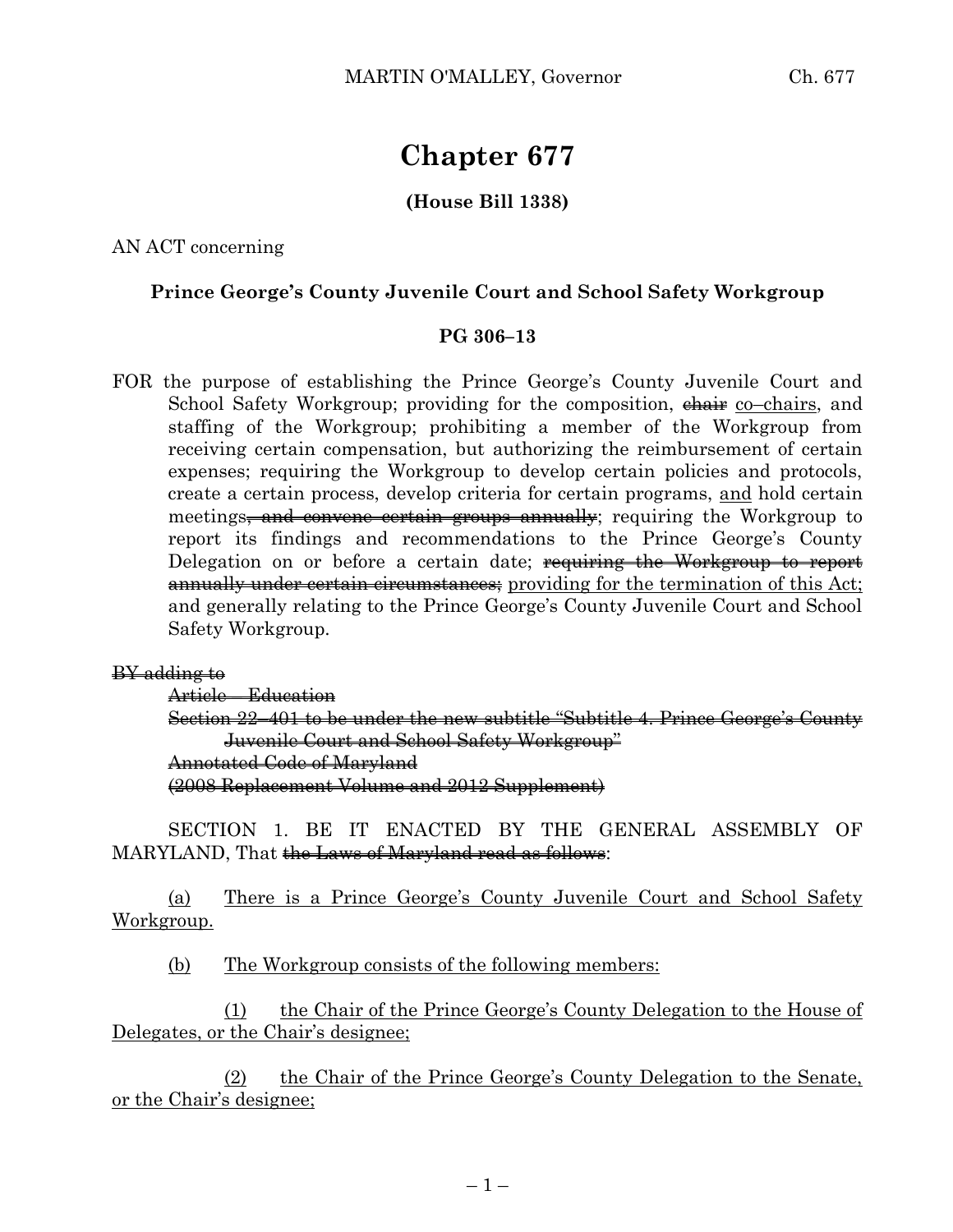# Chapter 677

**(House Bill 1338)**

AN ACT concerning

**Prince George's County Juvenile Court and School Safety Workgroup**

**PG 306–13**

FOR the purpose of establishing the Prince George's County Juvenile Court and School Safety Workgroup; providing for the composition, ~~chair~~ co–chairs, and staffing of the Workgroup; prohibiting a member of the Workgroup from receiving certain compensation, but authorizing the reimbursement of certain expenses; requiring the Workgroup to develop certain policies and protocols, create a certain process, develop criteria for certain programs, and hold certain meetings~~, and convene certain groups annually~~; requiring the Workgroup to report its findings and recommendations to the Prince George's County Delegation on or before a certain date; ~~requiring the Workgroup to report annually under certain circumstances;~~ providing for the termination of this Act; and generally relating to the Prince George's County Juvenile Court and School Safety Workgroup.

~~BY adding to~~
~~Article – Education~~
~~Section 22–401 to be under the new subtitle "Subtitle 4. Prince George's County Juvenile Court and School Safety Workgroup"~~
~~Annotated Code of Maryland~~
~~(2008 Replacement Volume and 2012 Supplement)~~

SECTION 1. BE IT ENACTED BY THE GENERAL ASSEMBLY OF MARYLAND, That ~~the Laws of Maryland read as follows~~:

(a) There is a Prince George's County Juvenile Court and School Safety Workgroup.

(b) The Workgroup consists of the following members:

(1) the Chair of the Prince George's County Delegation to the House of Delegates, or the Chair's designee;

(2) the Chair of the Prince George's County Delegation to the Senate, or the Chair's designee;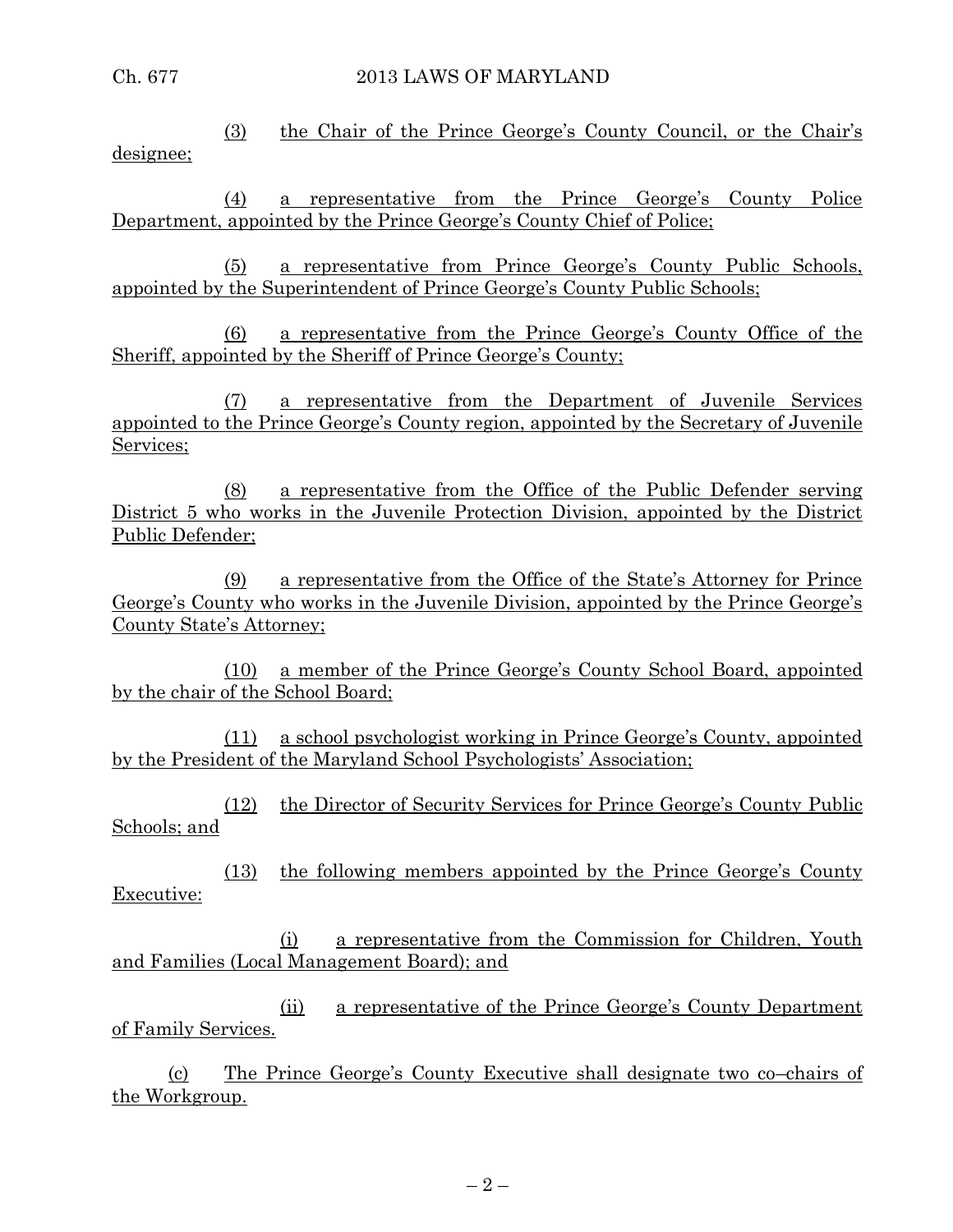(3) the Chair of the Prince George's County Council, or the Chair's designee;

(4) a representative from the Prince George's County Police Department, appointed by the Prince George's County Chief of Police;

(5) a representative from Prince George's County Public Schools, appointed by the Superintendent of Prince George's County Public Schools;

(6) a representative from the Prince George's County Office of the Sheriff, appointed by the Sheriff of Prince George's County;

(7) a representative from the Department of Juvenile Services appointed to the Prince George's County region, appointed by the Secretary of Juvenile Services;

(8) a representative from the Office of the Public Defender serving District 5 who works in the Juvenile Protection Division, appointed by the District Public Defender;

(9) a representative from the Office of the State's Attorney for Prince George's County who works in the Juvenile Division, appointed by the Prince George's County State's Attorney;

(10) a member of the Prince George's County School Board, appointed by the chair of the School Board;

(11) a school psychologist working in Prince George's County, appointed by the President of the Maryland School Psychologists' Association;

(12) the Director of Security Services for Prince George's County Public Schools; and

(13) the following members appointed by the Prince George's County Executive:

(i) a representative from the Commission for Children, Youth and Families (Local Management Board); and

(ii) a representative of the Prince George's County Department of Family Services.

(c) The Prince George's County Executive shall designate two co–chairs of the Workgroup.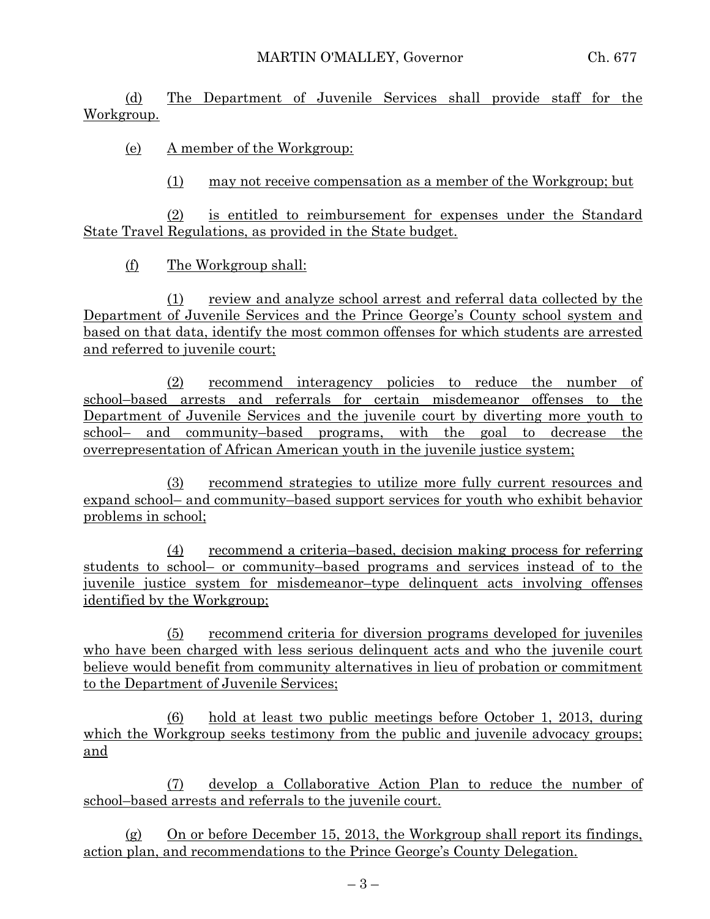(d) The Department of Juvenile Services shall provide staff for the Workgroup.

(e) A member of the Workgroup:

(1) may not receive compensation as a member of the Workgroup; but

(2) is entitled to reimbursement for expenses under the Standard State Travel Regulations, as provided in the State budget.

(f) The Workgroup shall:

(1) review and analyze school arrest and referral data collected by the Department of Juvenile Services and the Prince George's County school system and based on that data, identify the most common offenses for which students are arrested and referred to juvenile court;

(2) recommend interagency policies to reduce the number of school–based arrests and referrals for certain misdemeanor offenses to the Department of Juvenile Services and the juvenile court by diverting more youth to school– and community–based programs, with the goal to decrease the overrepresentation of African American youth in the juvenile justice system;

(3) recommend strategies to utilize more fully current resources and expand school– and community–based support services for youth who exhibit behavior problems in school;

(4) recommend a criteria–based, decision making process for referring students to school– or community–based programs and services instead of to the juvenile justice system for misdemeanor–type delinquent acts involving offenses identified by the Workgroup;

(5) recommend criteria for diversion programs developed for juveniles who have been charged with less serious delinquent acts and who the juvenile court believe would benefit from community alternatives in lieu of probation or commitment to the Department of Juvenile Services;

(6) hold at least two public meetings before October 1, 2013, during which the Workgroup seeks testimony from the public and juvenile advocacy groups; and

(7) develop a Collaborative Action Plan to reduce the number of school–based arrests and referrals to the juvenile court.

(g) On or before December 15, 2013, the Workgroup shall report its findings, action plan, and recommendations to the Prince George's County Delegation.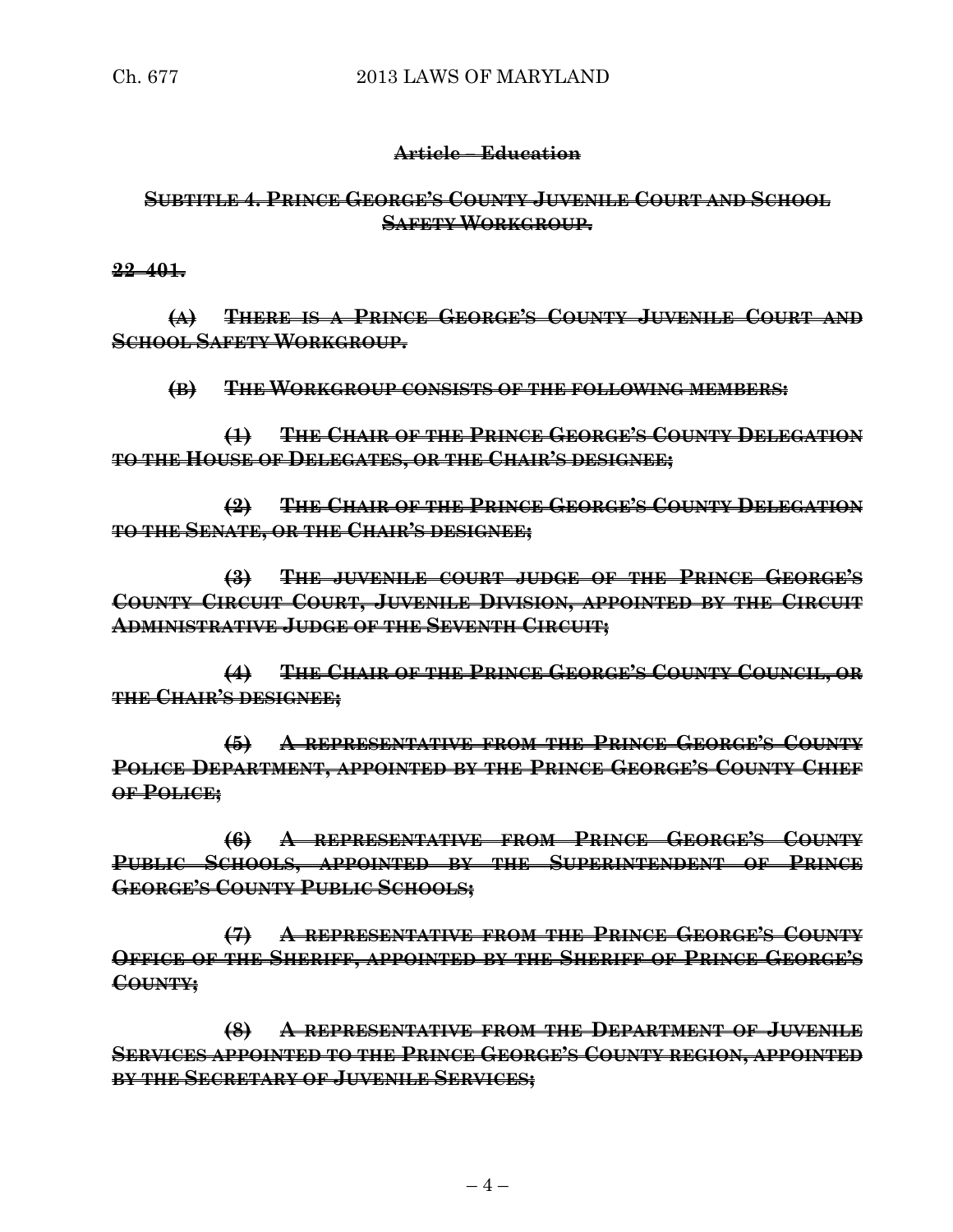**~~Article – Education~~**

**~~SUBTITLE 4. PRINCE GEORGE'S COUNTY JUVENILE COURT AND SCHOOL SAFETY WORKGROUP.~~**

**~~22–401.~~**

**~~(A) THERE IS A PRINCE GEORGE'S COUNTY JUVENILE COURT AND SCHOOL SAFETY WORKGROUP.~~**

**~~(B) THE WORKGROUP CONSISTS OF THE FOLLOWING MEMBERS:~~**

**~~(1) THE CHAIR OF THE PRINCE GEORGE'S COUNTY DELEGATION TO THE HOUSE OF DELEGATES, OR THE CHAIR'S DESIGNEE;~~**

**~~(2) THE CHAIR OF THE PRINCE GEORGE'S COUNTY DELEGATION TO THE SENATE, OR THE CHAIR'S DESIGNEE;~~**

**~~(3) THE JUVENILE COURT JUDGE OF THE PRINCE GEORGE'S COUNTY CIRCUIT COURT, JUVENILE DIVISION, APPOINTED BY THE CIRCUIT ADMINISTRATIVE JUDGE OF THE SEVENTH CIRCUIT;~~**

**~~(4) THE CHAIR OF THE PRINCE GEORGE'S COUNTY COUNCIL, OR THE CHAIR'S DESIGNEE;~~**

**~~(5) A REPRESENTATIVE FROM THE PRINCE GEORGE'S COUNTY POLICE DEPARTMENT, APPOINTED BY THE PRINCE GEORGE'S COUNTY CHIEF OF POLICE;~~**

**~~(6) A REPRESENTATIVE FROM PRINCE GEORGE'S COUNTY PUBLIC SCHOOLS, APPOINTED BY THE SUPERINTENDENT OF PRINCE GEORGE'S COUNTY PUBLIC SCHOOLS;~~**

**~~(7) A REPRESENTATIVE FROM THE PRINCE GEORGE'S COUNTY OFFICE OF THE SHERIFF, APPOINTED BY THE SHERIFF OF PRINCE GEORGE'S COUNTY;~~**

**~~(8) A REPRESENTATIVE FROM THE DEPARTMENT OF JUVENILE SERVICES APPOINTED TO THE PRINCE GEORGE'S COUNTY REGION, APPOINTED BY THE SECRETARY OF JUVENILE SERVICES;~~**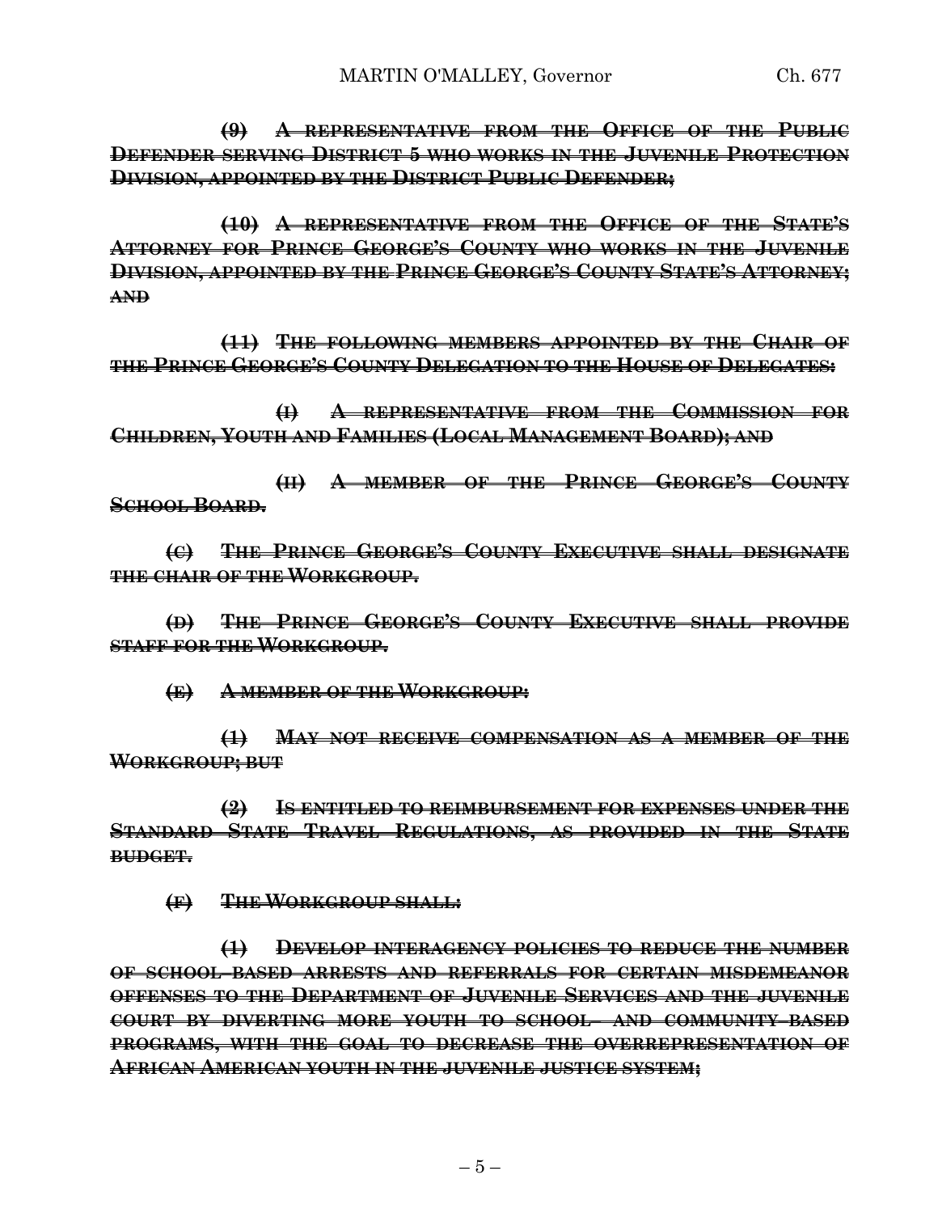~~**(9) A REPRESENTATIVE FROM THE OFFICE OF THE PUBLIC DEFENDER SERVING DISTRICT 5 WHO WORKS IN THE JUVENILE PROTECTION DIVISION, APPOINTED BY THE DISTRICT PUBLIC DEFENDER;**~~

~~**(10) A REPRESENTATIVE FROM THE OFFICE OF THE STATE'S ATTORNEY FOR PRINCE GEORGE'S COUNTY WHO WORKS IN THE JUVENILE DIVISION, APPOINTED BY THE PRINCE GEORGE'S COUNTY STATE'S ATTORNEY; AND**~~

~~**(11) THE FOLLOWING MEMBERS APPOINTED BY THE CHAIR OF THE PRINCE GEORGE'S COUNTY DELEGATION TO THE HOUSE OF DELEGATES:**~~

~~**(I) A REPRESENTATIVE FROM THE COMMISSION FOR CHILDREN, YOUTH AND FAMILIES (LOCAL MANAGEMENT BOARD); AND**~~

~~**(II) A MEMBER OF THE PRINCE GEORGE'S COUNTY SCHOOL BOARD.**~~

~~**(C) THE PRINCE GEORGE'S COUNTY EXECUTIVE SHALL DESIGNATE THE CHAIR OF THE WORKGROUP.**~~

~~**(D) THE PRINCE GEORGE'S COUNTY EXECUTIVE SHALL PROVIDE STAFF FOR THE WORKGROUP.**~~

~~**(E) A MEMBER OF THE WORKGROUP:**~~

~~**(1) MAY NOT RECEIVE COMPENSATION AS A MEMBER OF THE WORKGROUP; BUT**~~

~~**(2) IS ENTITLED TO REIMBURSEMENT FOR EXPENSES UNDER THE STANDARD STATE TRAVEL REGULATIONS, AS PROVIDED IN THE STATE BUDGET.**~~

~~**(F) THE WORKGROUP SHALL:**~~

~~**(1) DEVELOP INTERAGENCY POLICIES TO REDUCE THE NUMBER OF SCHOOL-BASED ARRESTS AND REFERRALS FOR CERTAIN MISDEMEANOR OFFENSES TO THE DEPARTMENT OF JUVENILE SERVICES AND THE JUVENILE COURT BY DIVERTING MORE YOUTH TO SCHOOL- AND COMMUNITY-BASED PROGRAMS, WITH THE GOAL TO DECREASE THE OVERREPRESENTATION OF AFRICAN AMERICAN YOUTH IN THE JUVENILE JUSTICE SYSTEM;**~~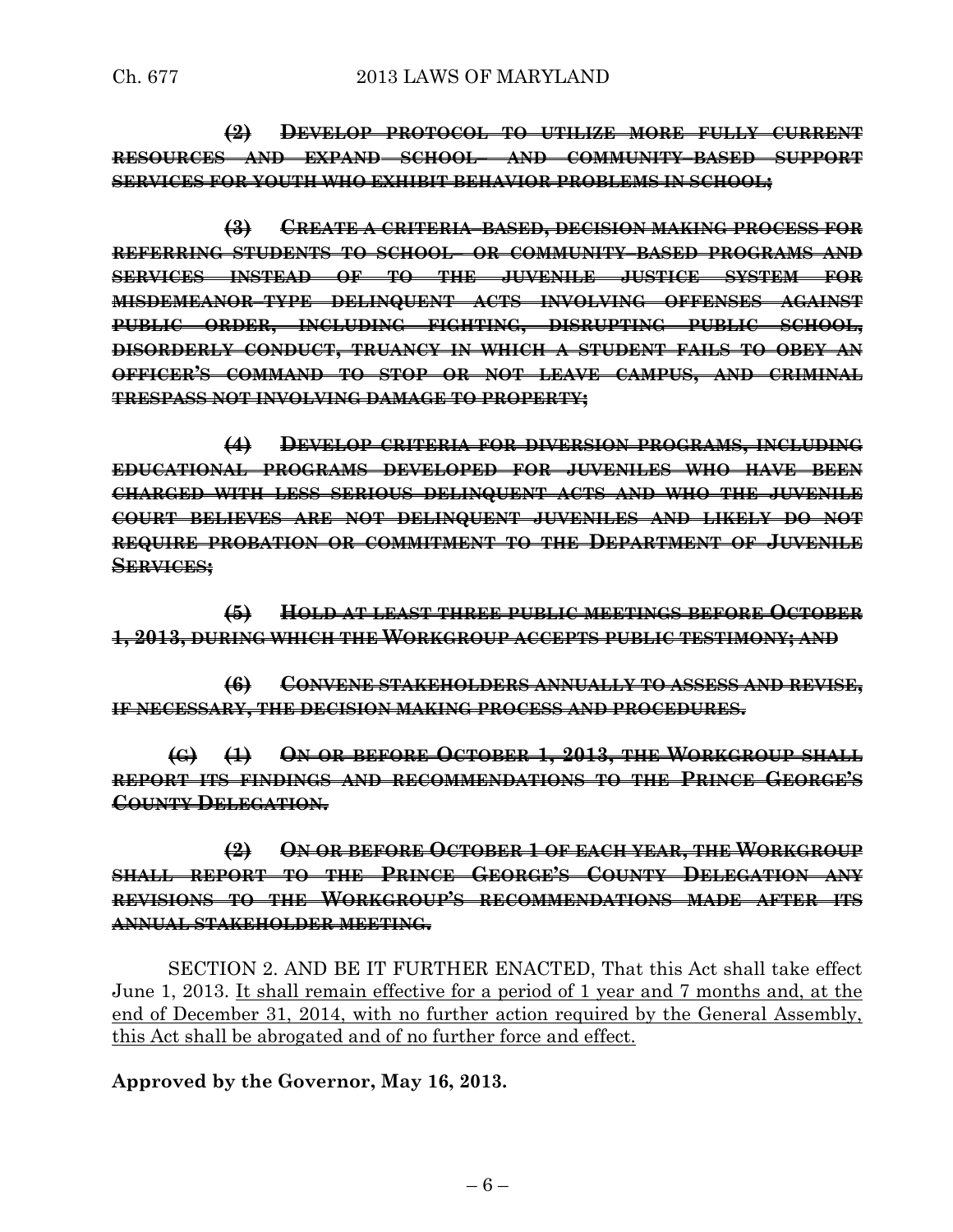~~**(2) DEVELOP PROTOCOL TO UTILIZE MORE FULLY CURRENT RESOURCES AND EXPAND SCHOOL– AND COMMUNITY–BASED SUPPORT SERVICES FOR YOUTH WHO EXHIBIT BEHAVIOR PROBLEMS IN SCHOOL;**~~

~~**(3) CREATE A CRITERIA–BASED, DECISION MAKING PROCESS FOR REFERRING STUDENTS TO SCHOOL– OR COMMUNITY–BASED PROGRAMS AND SERVICES INSTEAD OF TO THE JUVENILE JUSTICE SYSTEM FOR MISDEMEANOR–TYPE DELINQUENT ACTS INVOLVING OFFENSES AGAINST PUBLIC ORDER, INCLUDING FIGHTING, DISRUPTING PUBLIC SCHOOL, DISORDERLY CONDUCT, TRUANCY IN WHICH A STUDENT FAILS TO OBEY AN OFFICER'S COMMAND TO STOP OR NOT LEAVE CAMPUS, AND CRIMINAL TRESPASS NOT INVOLVING DAMAGE TO PROPERTY;**~~

~~**(4) DEVELOP CRITERIA FOR DIVERSION PROGRAMS, INCLUDING EDUCATIONAL PROGRAMS DEVELOPED FOR JUVENILES WHO HAVE BEEN CHARGED WITH LESS SERIOUS DELINQUENT ACTS AND WHO THE JUVENILE COURT BELIEVES ARE NOT DELINQUENT JUVENILES AND LIKELY DO NOT REQUIRE PROBATION OR COMMITMENT TO THE DEPARTMENT OF JUVENILE SERVICES;**~~

~~**(5) HOLD AT LEAST THREE PUBLIC MEETINGS BEFORE OCTOBER 1, 2013, DURING WHICH THE WORKGROUP ACCEPTS PUBLIC TESTIMONY; AND**~~

~~**(6) CONVENE STAKEHOLDERS ANNUALLY TO ASSESS AND REVISE, IF NECESSARY, THE DECISION MAKING PROCESS AND PROCEDURES.**~~

~~**(C) (1) ON OR BEFORE OCTOBER 1, 2013, THE WORKGROUP SHALL REPORT ITS FINDINGS AND RECOMMENDATIONS TO THE PRINCE GEORGE'S COUNTY DELEGATION.**~~

~~**(2) ON OR BEFORE OCTOBER 1 OF EACH YEAR, THE WORKGROUP SHALL REPORT TO THE PRINCE GEORGE'S COUNTY DELEGATION ANY REVISIONS TO THE WORKGROUP'S RECOMMENDATIONS MADE AFTER ITS ANNUAL STAKEHOLDER MEETING.**~~

SECTION 2. AND BE IT FURTHER ENACTED, That this Act shall take effect June 1, 2013. <u>It shall remain effective for a period of 1 year and 7 months and, at the end of December 31, 2014, with no further action required by the General Assembly, this Act shall be abrogated and of no further force and effect.</u>

**Approved by the Governor, May 16, 2013.**